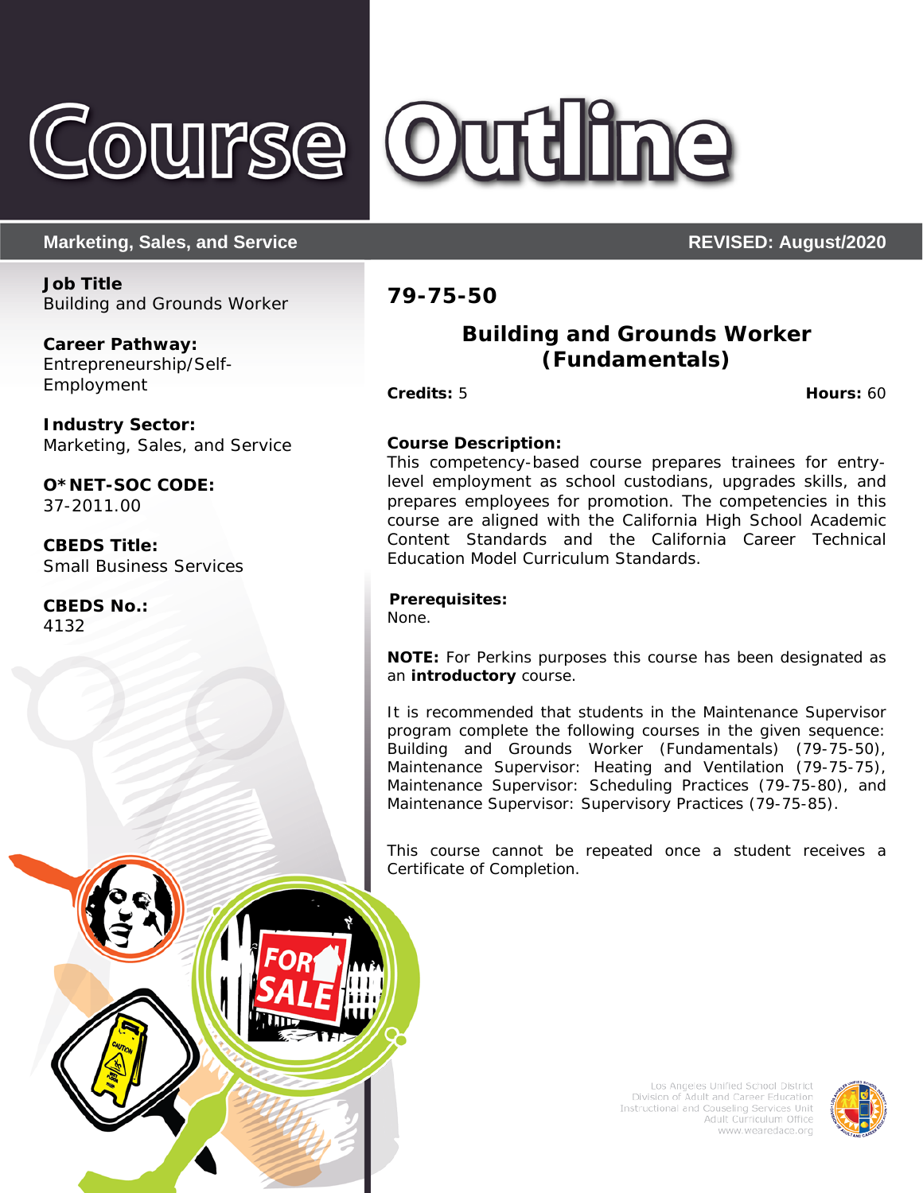# Course Outline

**Marketing, Sales, and Service** | **REVISED: August/2020**

**Job Title**
Building and Grounds Worker

**Career Pathway:**
Entrepreneurship/Self-Employment

**Industry Sector:**
Marketing, Sales, and Service

**O*NET-SOC CODE:**
37-2011.00

**CBEDS Title:**
Small Business Services

**CBEDS No.:**
4132

## 79-75-50

## Building and Grounds Worker (Fundamentals)

**Credits:** 5 **Hours:** 60

**Course Description:**
This competency-based course prepares trainees for entry-level employment as school custodians, upgrades skills, and prepares employees for promotion. The competencies in this course are aligned with the California High School Academic Content Standards and the California Career Technical Education Model Curriculum Standards.

**Prerequisites:**
None.

**NOTE:** For Perkins purposes this course has been designated as an **introductory** course.

It is recommended that students in the Maintenance Supervisor program complete the following courses in the given sequence: Building and Grounds Worker (Fundamentals) (79-75-50), Maintenance Supervisor: Heating and Ventilation (79-75-75), Maintenance Supervisor: Scheduling Practices (79-75-80), and Maintenance Supervisor: Supervisory Practices (79-75-85).

This course cannot be repeated once a student receives a Certificate of Completion.

Los Angeles Unified School District
Division of Adult and Career Education
Instructional and Couseling Services Unit
Adult Curriculum Office
www.wearedace.org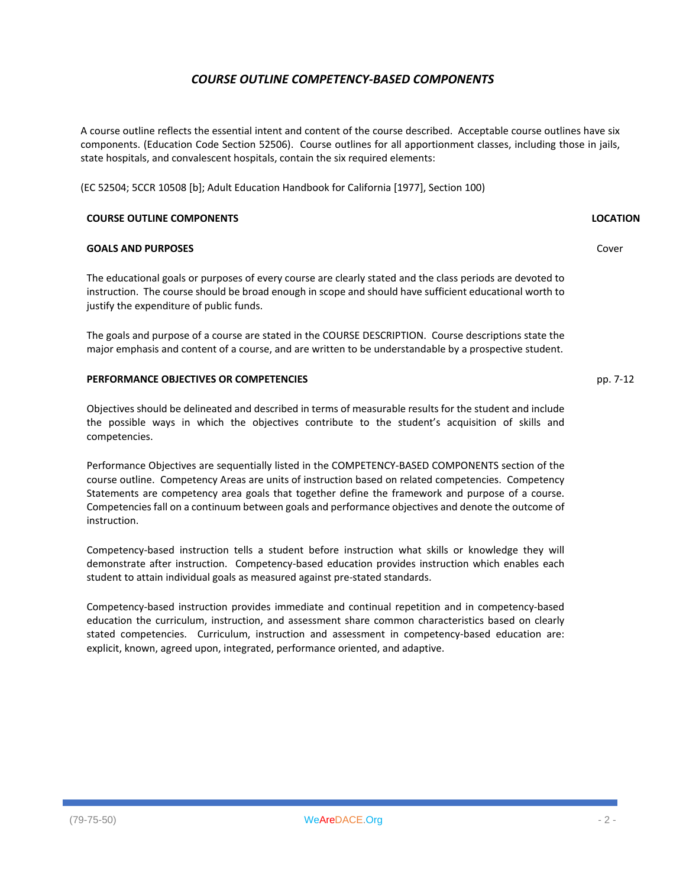## *COURSE OUTLINE COMPETENCY-BASED COMPONENTS*

A course outline reflects the essential intent and content of the course described. Acceptable course outlines have six components. (Education Code Section 52506). Course outlines for all apportionment classes, including those in jails, state hospitals, and convalescent hospitals, contain the six required elements:

(EC 52504; 5CCR 10508 [b]; Adult Education Handbook for California [1977], Section 100)

| COURSE OUTLINE COMPONENTS | LOCATION |
|---|---|
| **GOALS AND PURPOSES** | Cover |

The educational goals or purposes of every course are clearly stated and the class periods are devoted to instruction. The course should be broad enough in scope and should have sufficient educational worth to justify the expenditure of public funds.

The goals and purpose of a course are stated in the COURSE DESCRIPTION. Course descriptions state the major emphasis and content of a course, and are written to be understandable by a prospective student.

| | |
|---|---|
| **PERFORMANCE OBJECTIVES OR COMPETENCIES** | pp. 7-12 |

Objectives should be delineated and described in terms of measurable results for the student and include the possible ways in which the objectives contribute to the student's acquisition of skills and competencies.

Performance Objectives are sequentially listed in the COMPETENCY-BASED COMPONENTS section of the course outline. Competency Areas are units of instruction based on related competencies. Competency Statements are competency area goals that together define the framework and purpose of a course. Competencies fall on a continuum between goals and performance objectives and denote the outcome of instruction.

Competency-based instruction tells a student before instruction what skills or knowledge they will demonstrate after instruction. Competency-based education provides instruction which enables each student to attain individual goals as measured against pre-stated standards.

Competency-based instruction provides immediate and continual repetition and in competency-based education the curriculum, instruction, and assessment share common characteristics based on clearly stated competencies. Curriculum, instruction and assessment in competency-based education are: explicit, known, agreed upon, integrated, performance oriented, and adaptive.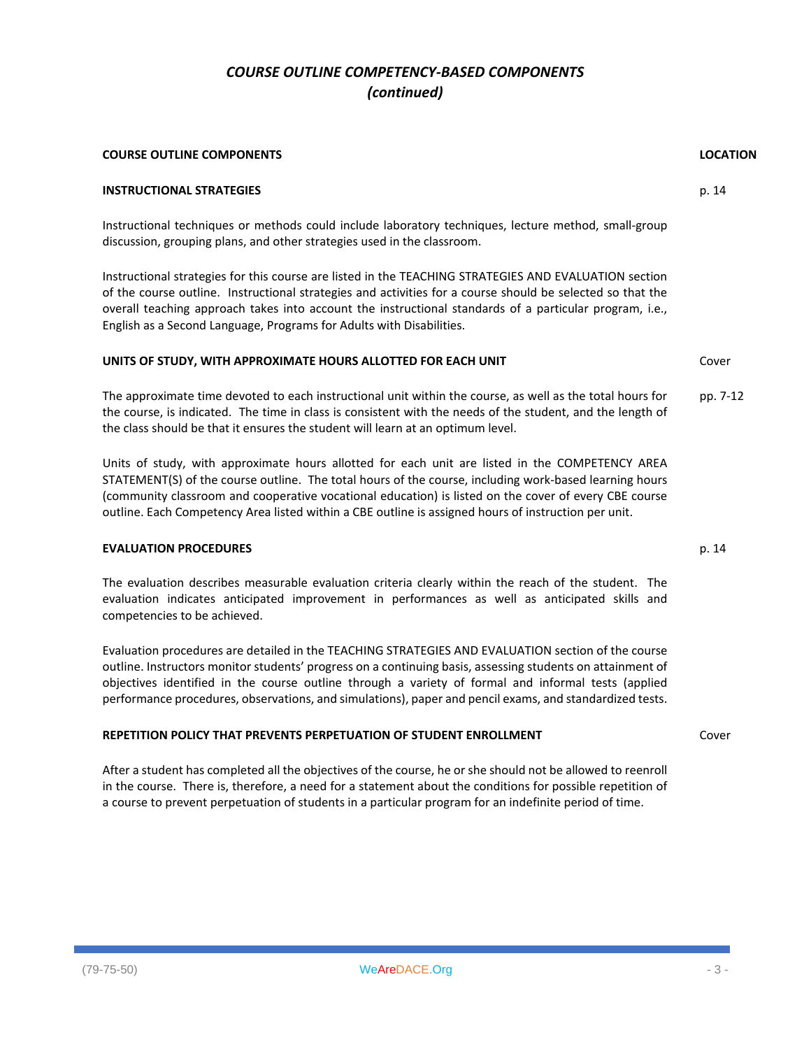## *COURSE OUTLINE COMPETENCY-BASED COMPONENTS (continued)*

| COURSE OUTLINE COMPONENTS | LOCATION |
|---|---|
| **INSTRUCTIONAL STRATEGIES** | p. 14 |
| Instructional techniques or methods could include laboratory techniques, lecture method, small-group discussion, grouping plans, and other strategies used in the classroom. | |
| Instructional strategies for this course are listed in the TEACHING STRATEGIES AND EVALUATION section of the course outline. Instructional strategies and activities for a course should be selected so that the overall teaching approach takes into account the instructional standards of a particular program, i.e., English as a Second Language, Programs for Adults with Disabilities. | |
| **UNITS OF STUDY, WITH APPROXIMATE HOURS ALLOTTED FOR EACH UNIT** | Cover |
| The approximate time devoted to each instructional unit within the course, as well as the total hours for the course, is indicated. The time in class is consistent with the needs of the student, and the length of the class should be that it ensures the student will learn at an optimum level. | pp. 7-12 |
| Units of study, with approximate hours allotted for each unit are listed in the COMPETENCY AREA STATEMENT(S) of the course outline. The total hours of the course, including work-based learning hours (community classroom and cooperative vocational education) is listed on the cover of every CBE course outline. Each Competency Area listed within a CBE outline is assigned hours of instruction per unit. | |
| **EVALUATION PROCEDURES** | p. 14 |
| The evaluation describes measurable evaluation criteria clearly within the reach of the student. The evaluation indicates anticipated improvement in performances as well as anticipated skills and competencies to be achieved. | |
| Evaluation procedures are detailed in the TEACHING STRATEGIES AND EVALUATION section of the course outline. Instructors monitor students' progress on a continuing basis, assessing students on attainment of objectives identified in the course outline through a variety of formal and informal tests (applied performance procedures, observations, and simulations), paper and pencil exams, and standardized tests. | |
| **REPETITION POLICY THAT PREVENTS PERPETUATION OF STUDENT ENROLLMENT** | Cover |
| After a student has completed all the objectives of the course, he or she should not be allowed to reenroll in the course. There is, therefore, a need for a statement about the conditions for possible repetition of a course to prevent perpetuation of students in a particular program for an indefinite period of time. | |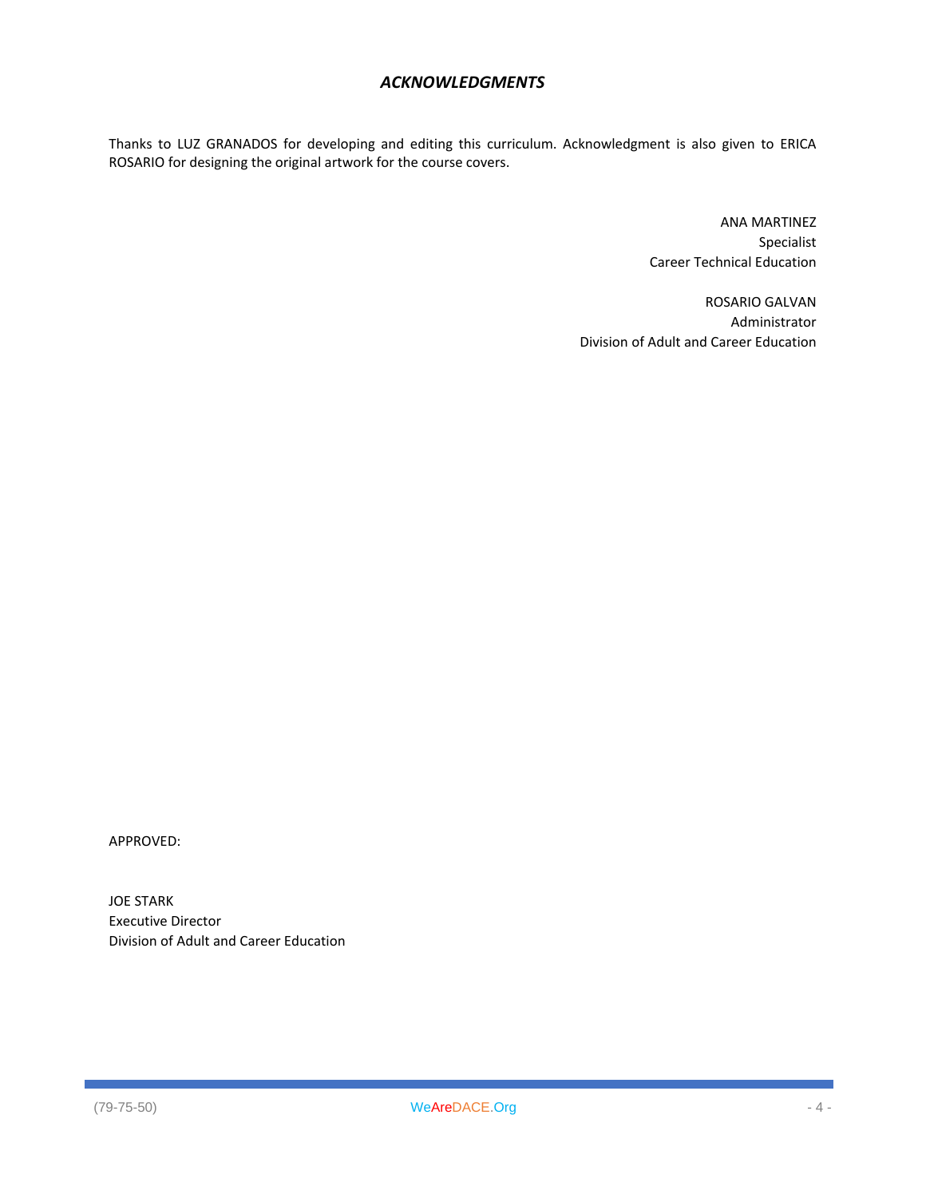## *ACKNOWLEDGMENTS*

Thanks to LUZ GRANADOS for developing and editing this curriculum. Acknowledgment is also given to ERICA ROSARIO for designing the original artwork for the course covers.

ANA MARTINEZ
Specialist
Career Technical Education

ROSARIO GALVAN
Administrator
Division of Adult and Career Education

APPROVED:

JOE STARK
Executive Director
Division of Adult and Career Education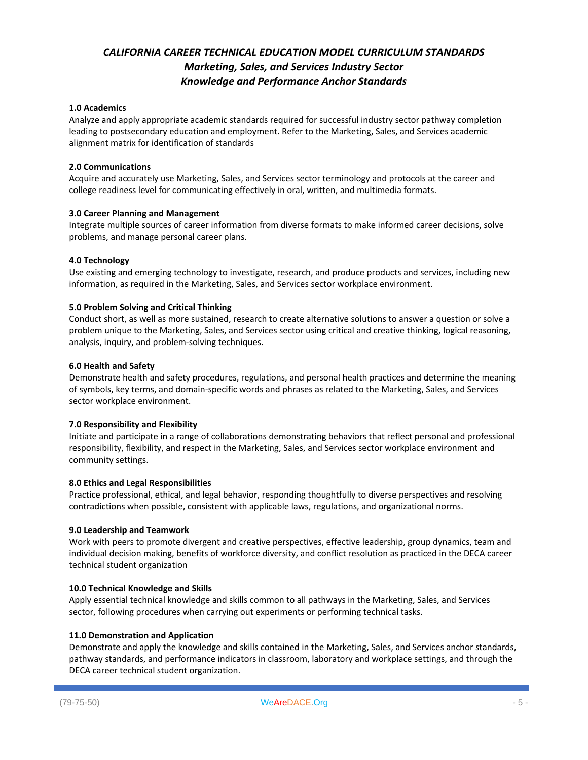# *CALIFORNIA CAREER TECHNICAL EDUCATION MODEL CURRICULUM STANDARDS*
## *Marketing, Sales, and Services Industry Sector*
## *Knowledge and Performance Anchor Standards*

**1.0 Academics**
Analyze and apply appropriate academic standards required for successful industry sector pathway completion leading to postsecondary education and employment. Refer to the Marketing, Sales, and Services academic alignment matrix for identification of standards

**2.0 Communications**
Acquire and accurately use Marketing, Sales, and Services sector terminology and protocols at the career and college readiness level for communicating effectively in oral, written, and multimedia formats.

**3.0 Career Planning and Management**
Integrate multiple sources of career information from diverse formats to make informed career decisions, solve problems, and manage personal career plans.

**4.0 Technology**
Use existing and emerging technology to investigate, research, and produce products and services, including new information, as required in the Marketing, Sales, and Services sector workplace environment.

**5.0 Problem Solving and Critical Thinking**
Conduct short, as well as more sustained, research to create alternative solutions to answer a question or solve a problem unique to the Marketing, Sales, and Services sector using critical and creative thinking, logical reasoning, analysis, inquiry, and problem-solving techniques.

**6.0 Health and Safety**
Demonstrate health and safety procedures, regulations, and personal health practices and determine the meaning of symbols, key terms, and domain-specific words and phrases as related to the Marketing, Sales, and Services sector workplace environment.

**7.0 Responsibility and Flexibility**
Initiate and participate in a range of collaborations demonstrating behaviors that reflect personal and professional responsibility, flexibility, and respect in the Marketing, Sales, and Services sector workplace environment and community settings.

**8.0 Ethics and Legal Responsibilities**
Practice professional, ethical, and legal behavior, responding thoughtfully to diverse perspectives and resolving contradictions when possible, consistent with applicable laws, regulations, and organizational norms.

**9.0 Leadership and Teamwork**
Work with peers to promote divergent and creative perspectives, effective leadership, group dynamics, team and individual decision making, benefits of workforce diversity, and conflict resolution as practiced in the DECA career technical student organization

**10.0 Technical Knowledge and Skills**
Apply essential technical knowledge and skills common to all pathways in the Marketing, Sales, and Services sector, following procedures when carrying out experiments or performing technical tasks.

**11.0 Demonstration and Application**
Demonstrate and apply the knowledge and skills contained in the Marketing, Sales, and Services anchor standards, pathway standards, and performance indicators in classroom, laboratory and workplace settings, and through the DECA career technical student organization.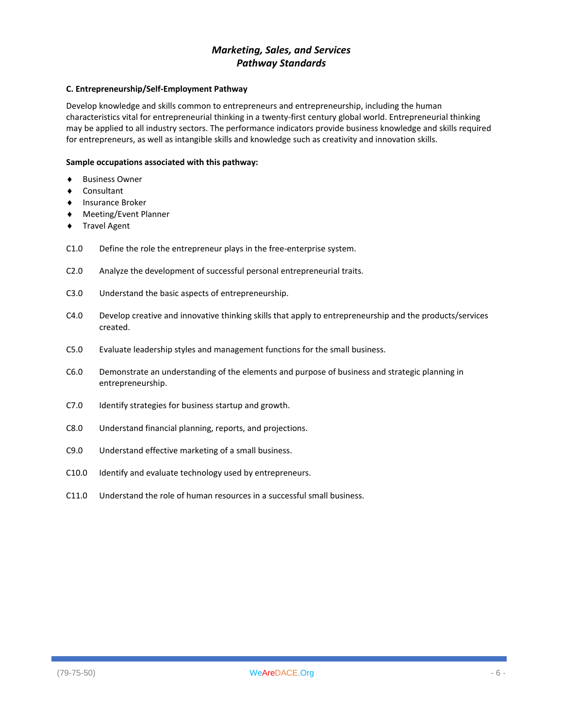# *Marketing, Sales, and Services*
# *Pathway Standards*

## C. Entrepreneurship/Self-Employment Pathway

Develop knowledge and skills common to entrepreneurs and entrepreneurship, including the human characteristics vital for entrepreneurial thinking in a twenty-first century global world. Entrepreneurial thinking may be applied to all industry sectors. The performance indicators provide business knowledge and skills required for entrepreneurs, as well as intangible skills and knowledge such as creativity and innovation skills.

**Sample occupations associated with this pathway:**

- Business Owner
- Consultant
- Insurance Broker
- Meeting/Event Planner
- Travel Agent

C1.0 Define the role the entrepreneur plays in the free-enterprise system.

C2.0 Analyze the development of successful personal entrepreneurial traits.

C3.0 Understand the basic aspects of entrepreneurship.

C4.0 Develop creative and innovative thinking skills that apply to entrepreneurship and the products/services created.

C5.0 Evaluate leadership styles and management functions for the small business.

C6.0 Demonstrate an understanding of the elements and purpose of business and strategic planning in entrepreneurship.

C7.0 Identify strategies for business startup and growth.

C8.0 Understand financial planning, reports, and projections.

C9.0 Understand effective marketing of a small business.

C10.0 Identify and evaluate technology used by entrepreneurs.

C11.0 Understand the role of human resources in a successful small business.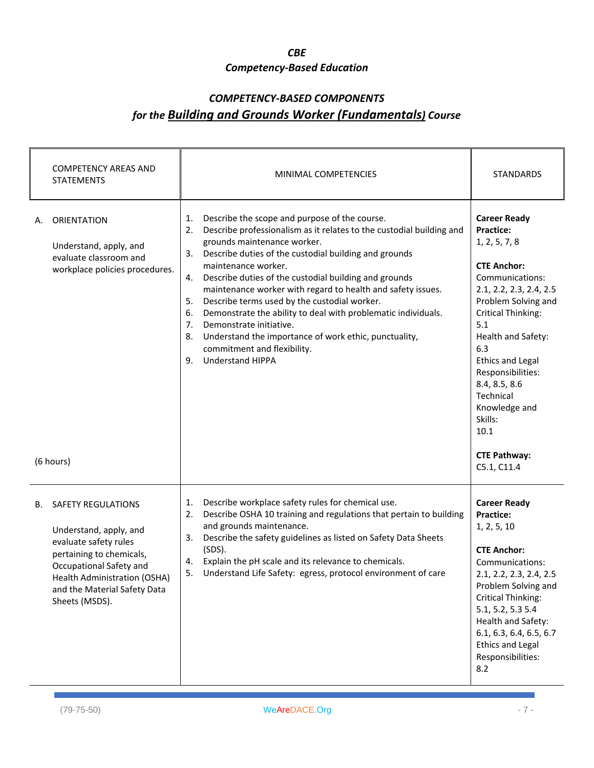*CBE*
***Competency-Based Education***

## *COMPETENCY-BASED COMPONENTS for the Building and Grounds Worker (Fundamentals) Course*

| COMPETENCY AREAS AND STATEMENTS | MINIMAL COMPETENCIES | STANDARDS |
|---|---|---|
| A. ORIENTATION<br><br>Understand, apply, and evaluate classroom and workplace policies procedures.<br><br>(6 hours) | 1. Describe the scope and purpose of the course.<br>2. Describe professionalism as it relates to the custodial building and grounds maintenance worker.<br>3. Describe duties of the custodial building and grounds maintenance worker.<br>4. Describe duties of the custodial building and grounds maintenance worker with regard to health and safety issues.<br>5. Describe terms used by the custodial worker.<br>6. Demonstrate the ability to deal with problematic individuals.<br>7. Demonstrate initiative.<br>8. Understand the importance of work ethic, punctuality, commitment and flexibility.<br>9. Understand HIPPA | **Career Ready Practice:**<br>1, 2, 5, 7, 8<br><br>**CTE Anchor:**<br>Communications:<br>2.1, 2.2, 2.3, 2.4, 2.5<br>Problem Solving and Critical Thinking:<br>5.1<br>Health and Safety:<br>6.3<br>Ethics and Legal Responsibilities:<br>8.4, 8.5, 8.6<br>Technical Knowledge and Skills:<br>10.1<br><br>**CTE Pathway:**<br>C5.1, C11.4 |
| B. SAFETY REGULATIONS<br><br>Understand, apply, and evaluate safety rules pertaining to chemicals, Occupational Safety and Health Administration (OSHA) and the Material Safety Data Sheets (MSDS). | 1. Describe workplace safety rules for chemical use.<br>2. Describe OSHA 10 training and regulations that pertain to building and grounds maintenance.<br>3. Describe the safety guidelines as listed on Safety Data Sheets (SDS).<br>4. Explain the pH scale and its relevance to chemicals.<br>5. Understand Life Safety: egress, protocol environment of care | **Career Ready Practice:**<br>1, 2, 5, 10<br><br>**CTE Anchor:**<br>Communications:<br>2.1, 2.2, 2.3, 2.4, 2.5<br>Problem Solving and Critical Thinking:<br>5.1, 5.2, 5.3 5.4<br>Health and Safety:<br>6.1, 6.3, 6.4, 6.5, 6.7<br>Ethics and Legal Responsibilities:<br>8.2 |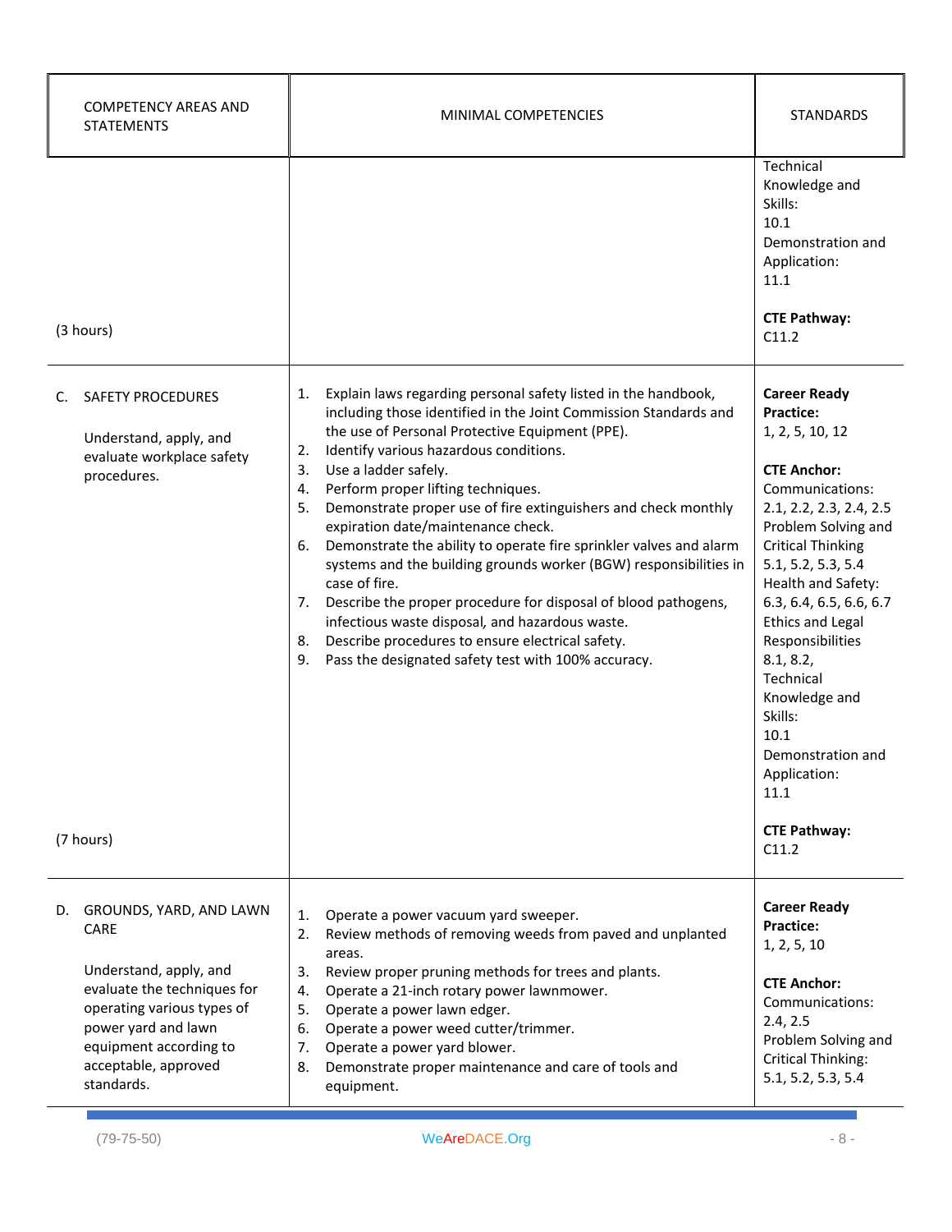| COMPETENCY AREAS AND STATEMENTS | MINIMAL COMPETENCIES | STANDARDS |
|---|---|---|
| (3 hours) | | Technical Knowledge and Skills:<br>10.1<br>Demonstration and Application:<br>11.1<br><br>**CTE Pathway:**<br>C11.2 |
| C. SAFETY PROCEDURES<br><br>Understand, apply, and evaluate workplace safety procedures.<br><br>(7 hours) | 1. Explain laws regarding personal safety listed in the handbook, including those identified in the Joint Commission Standards and the use of Personal Protective Equipment (PPE).<br>2. Identify various hazardous conditions.<br>3. Use a ladder safely.<br>4. Perform proper lifting techniques.<br>5. Demonstrate proper use of fire extinguishers and check monthly expiration date/maintenance check.<br>6. Demonstrate the ability to operate fire sprinkler valves and alarm systems and the building grounds worker (BGW) responsibilities in case of fire.<br>7. Describe the proper procedure for disposal of blood pathogens, infectious waste disposal, and hazardous waste.<br>8. Describe procedures to ensure electrical safety.<br>9. Pass the designated safety test with 100% accuracy. | **Career Ready Practice:**<br>1, 2, 5, 10, 12<br><br>**CTE Anchor:**<br>Communications:<br>2.1, 2.2, 2.3, 2.4, 2.5<br>Problem Solving and Critical Thinking<br>5.1, 5.2, 5.3, 5.4<br>Health and Safety:<br>6.3, 6.4, 6.5, 6.6, 6.7<br>Ethics and Legal Responsibilities<br>8.1, 8.2,<br>Technical Knowledge and Skills:<br>10.1<br>Demonstration and Application:<br>11.1<br><br>**CTE Pathway:**<br>C11.2 |
| D. GROUNDS, YARD, AND LAWN CARE<br><br>Understand, apply, and evaluate the techniques for operating various types of power yard and lawn equipment according to acceptable, approved standards. | 1. Operate a power vacuum yard sweeper.<br>2. Review methods of removing weeds from paved and unplanted areas.<br>3. Review proper pruning methods for trees and plants.<br>4. Operate a 21-inch rotary power lawnmower.<br>5. Operate a power lawn edger.<br>6. Operate a power weed cutter/trimmer.<br>7. Operate a power yard blower.<br>8. Demonstrate proper maintenance and care of tools and equipment. | **Career Ready Practice:**<br>1, 2, 5, 10<br><br>**CTE Anchor:**<br>Communications:<br>2.4, 2.5<br>Problem Solving and Critical Thinking:<br>5.1, 5.2, 5.3, 5.4 |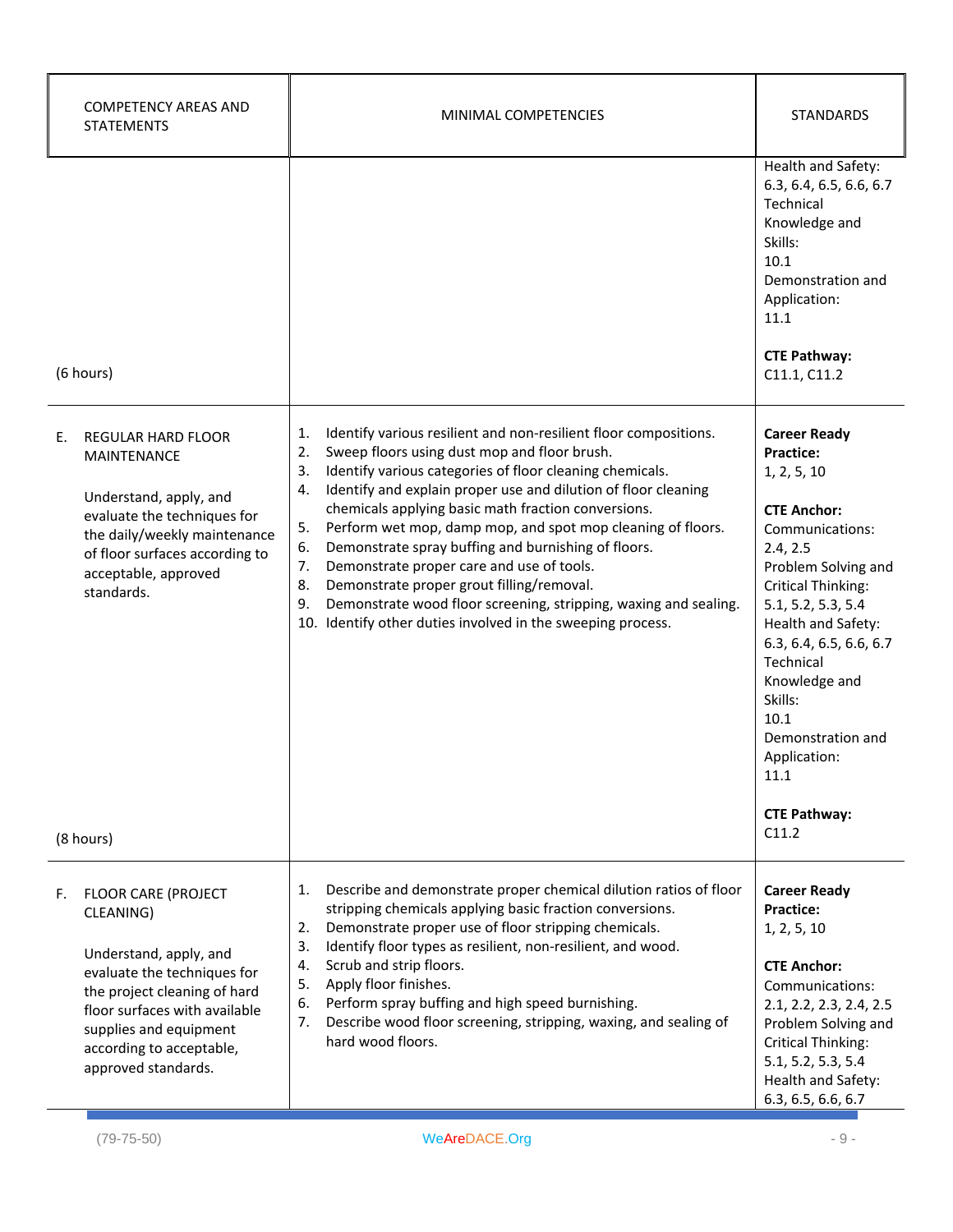| COMPETENCY AREAS AND STATEMENTS | MINIMAL COMPETENCIES | STANDARDS |
|---|---|---|
| (6 hours) | | Health and Safety:<br>6.3, 6.4, 6.5, 6.6, 6.7<br>Technical Knowledge and Skills:<br>10.1<br>Demonstration and Application:<br>11.1<br><br>**CTE Pathway:**<br>C11.1, C11.2 |
| E. REGULAR HARD FLOOR MAINTENANCE<br><br>Understand, apply, and evaluate the techniques for the daily/weekly maintenance of floor surfaces according to acceptable, approved standards.<br><br>(8 hours) | 1. Identify various resilient and non-resilient floor compositions.<br>2. Sweep floors using dust mop and floor brush.<br>3. Identify various categories of floor cleaning chemicals.<br>4. Identify and explain proper use and dilution of floor cleaning chemicals applying basic math fraction conversions.<br>5. Perform wet mop, damp mop, and spot mop cleaning of floors.<br>6. Demonstrate spray buffing and burnishing of floors.<br>7. Demonstrate proper care and use of tools.<br>8. Demonstrate proper grout filling/removal.<br>9. Demonstrate wood floor screening, stripping, waxing and sealing.<br>10. Identify other duties involved in the sweeping process. | **Career Ready Practice:**<br>1, 2, 5, 10<br><br>**CTE Anchor:**<br>Communications:<br>2.4, 2.5<br>Problem Solving and Critical Thinking:<br>5.1, 5.2, 5.3, 5.4<br>Health and Safety:<br>6.3, 6.4, 6.5, 6.6, 6.7<br>Technical Knowledge and Skills:<br>10.1<br>Demonstration and Application:<br>11.1<br><br>**CTE Pathway:**<br>C11.2 |
| F. FLOOR CARE (PROJECT CLEANING)<br><br>Understand, apply, and evaluate the techniques for the project cleaning of hard floor surfaces with available supplies and equipment according to acceptable, approved standards. | 1. Describe and demonstrate proper chemical dilution ratios of floor stripping chemicals applying basic fraction conversions.<br>2. Demonstrate proper use of floor stripping chemicals.<br>3. Identify floor types as resilient, non-resilient, and wood.<br>4. Scrub and strip floors.<br>5. Apply floor finishes.<br>6. Perform spray buffing and high speed burnishing.<br>7. Describe wood floor screening, stripping, waxing, and sealing of hard wood floors. | **Career Ready Practice:**<br>1, 2, 5, 10<br><br>**CTE Anchor:**<br>Communications:<br>2.1, 2.2, 2.3, 2.4, 2.5<br>Problem Solving and Critical Thinking:<br>5.1, 5.2, 5.3, 5.4<br>Health and Safety:<br>6.3, 6.5, 6.6, 6.7 |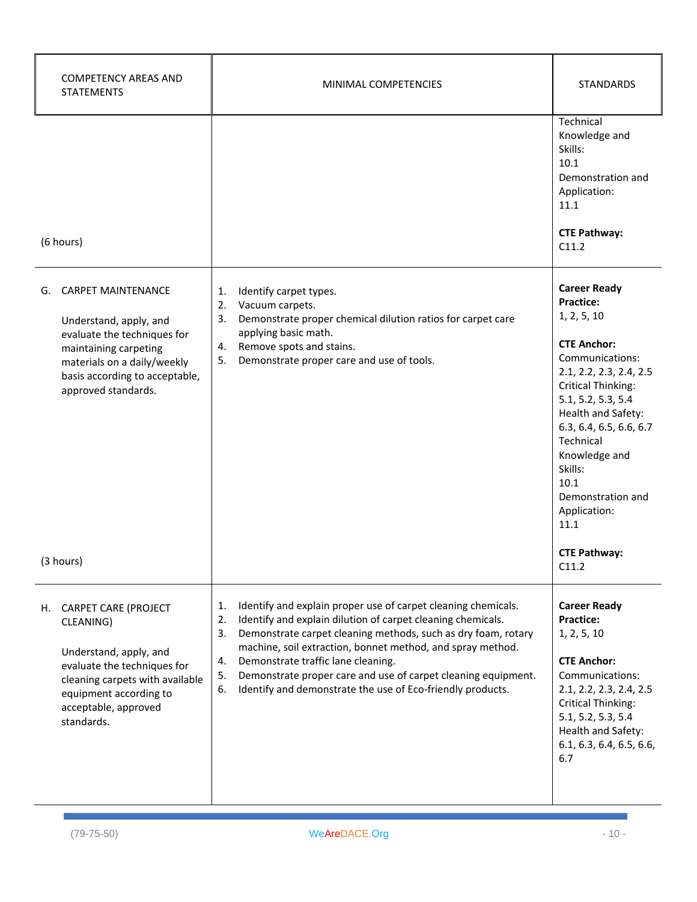| COMPETENCY AREAS AND STATEMENTS | MINIMAL COMPETENCIES | STANDARDS |
|---|---|---|
| (6 hours) | | Technical Knowledge and Skills:<br>10.1<br>Demonstration and Application:<br>11.1<br><br>**CTE Pathway:**<br>C11.2 |
| G. CARPET MAINTENANCE<br><br>Understand, apply, and evaluate the techniques for maintaining carpeting materials on a daily/weekly basis according to acceptable, approved standands.<br><br>(3 hours) | 1. Identify carpet types.<br>2. Vacuum carpets.<br>3. Demonstrate proper chemical dilution ratios for carpet care applying basic math.<br>4. Remove spots and stains.<br>5. Demonstrate proper care and use of tools. | **Career Ready Practice:**<br>1, 2, 5, 10<br><br>**CTE Anchor:**<br>Communications:<br>2.1, 2.2, 2.3, 2.4, 2.5<br>Critical Thinking:<br>5.1, 5.2, 5.3, 5.4<br>Health and Safety:<br>6.3, 6.4, 6.5, 6.6, 6.7<br>Technical Knowledge and Skills:<br>10.1<br>Demonstration and Application:<br>11.1<br><br>**CTE Pathway:**<br>C11.2 |
| H. CARPET CARE (PROJECT CLEANING)<br><br>Understand, apply, and evaluate the techniques for cleaning carpets with available equipment according to acceptable, approved standards. | 1. Identify and explain proper use of carpet cleaning chemicals.<br>2. Identify and explain dilution of carpet cleaning chemicals.<br>3. Demonstrate carpet cleaning methods, such as dry foam, rotary machine, soil extraction, bonnet method, and spray method.<br>4. Demonstrate traffic lane cleaning.<br>5. Demonstrate proper care and use of carpet cleaning equipment.<br>6. Identify and demonstrate the use of Eco-friendly products. | **Career Ready Practice:**<br>1, 2, 5, 10<br><br>**CTE Anchor:**<br>Communications:<br>2.1, 2.2, 2.3, 2.4, 2.5<br>Critical Thinking:<br>5.1, 5.2, 5.3, 5.4<br>Health and Safety:<br>6.1, 6.3, 6.4, 6.5, 6.6, 6.7 |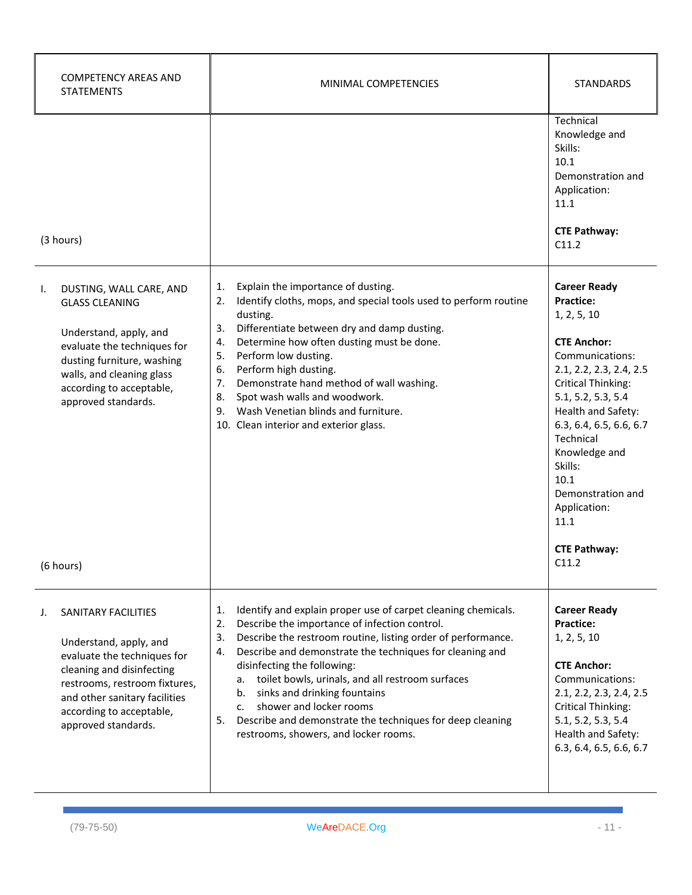| COMPETENCY AREAS AND STATEMENTS | MINIMAL COMPETENCIES | STANDARDS |
| --- | --- | --- |
| (3 hours) | | Technical Knowledge and Skills:<br>10.1<br>Demonstration and Application:<br>11.1<br><br>**CTE Pathway:**<br>C11.2 |
| I. DUSTING, WALL CARE, AND GLASS CLEANING<br><br>Understand, apply, and evaluate the techniques for dusting furniture, washing walls, and cleaning glass according to acceptable, approved standards.<br><br>(6 hours) | 1. Explain the importance of dusting.<br>2. Identify cloths, mops, and special tools used to perform routine dusting.<br>3. Differentiate between dry and damp dusting.<br>4. Determine how often dusting must be done.<br>5. Perform low dusting.<br>6. Perform high dusting.<br>7. Demonstrate hand method of wall washing.<br>8. Spot wash walls and woodwork.<br>9. Wash Venetian blinds and furniture.<br>10. Clean interior and exterior glass. | **Career Ready Practice:**<br>1, 2, 5, 10<br><br>**CTE Anchor:**<br>Communications:<br>2.1, 2.2, 2.3, 2.4, 2.5<br>Critical Thinking:<br>5.1, 5.2, 5.3, 5.4<br>Health and Safety:<br>6.3, 6.4, 6.5, 6.6, 6.7<br>Technical Knowledge and Skills:<br>10.1<br>Demonstration and Application:<br>11.1<br><br>**CTE Pathway:**<br>C11.2 |
| J. SANITARY FACILITIES<br><br>Understand, apply, and evaluate the techniques for cleaning and disinfecting restrooms, restroom fixtures, and other sanitary facilities according to acceptable, approved standards. | 1. Identify and explain proper use of carpet cleaning chemicals.<br>2. Describe the importance of infection control.<br>3. Describe the restroom routine, listing order of performance.<br>4. Describe and demonstrate the techniques for cleaning and disinfecting the following:<br>a. toilet bowls, urinals, and all restroom surfaces<br>b. sinks and drinking fountains<br>c. shower and locker rooms<br>5. Describe and demonstrate the techniques for deep cleaning restrooms, showers, and locker rooms. | **Career Ready Practice:**<br>1, 2, 5, 10<br><br>**CTE Anchor:**<br>Communications:<br>2.1, 2.2, 2.3, 2.4, 2.5<br>Critical Thinking:<br>5.1, 5.2, 5.3, 5.4<br>Health and Safety:<br>6.3, 6.4, 6.5, 6.6, 6.7 |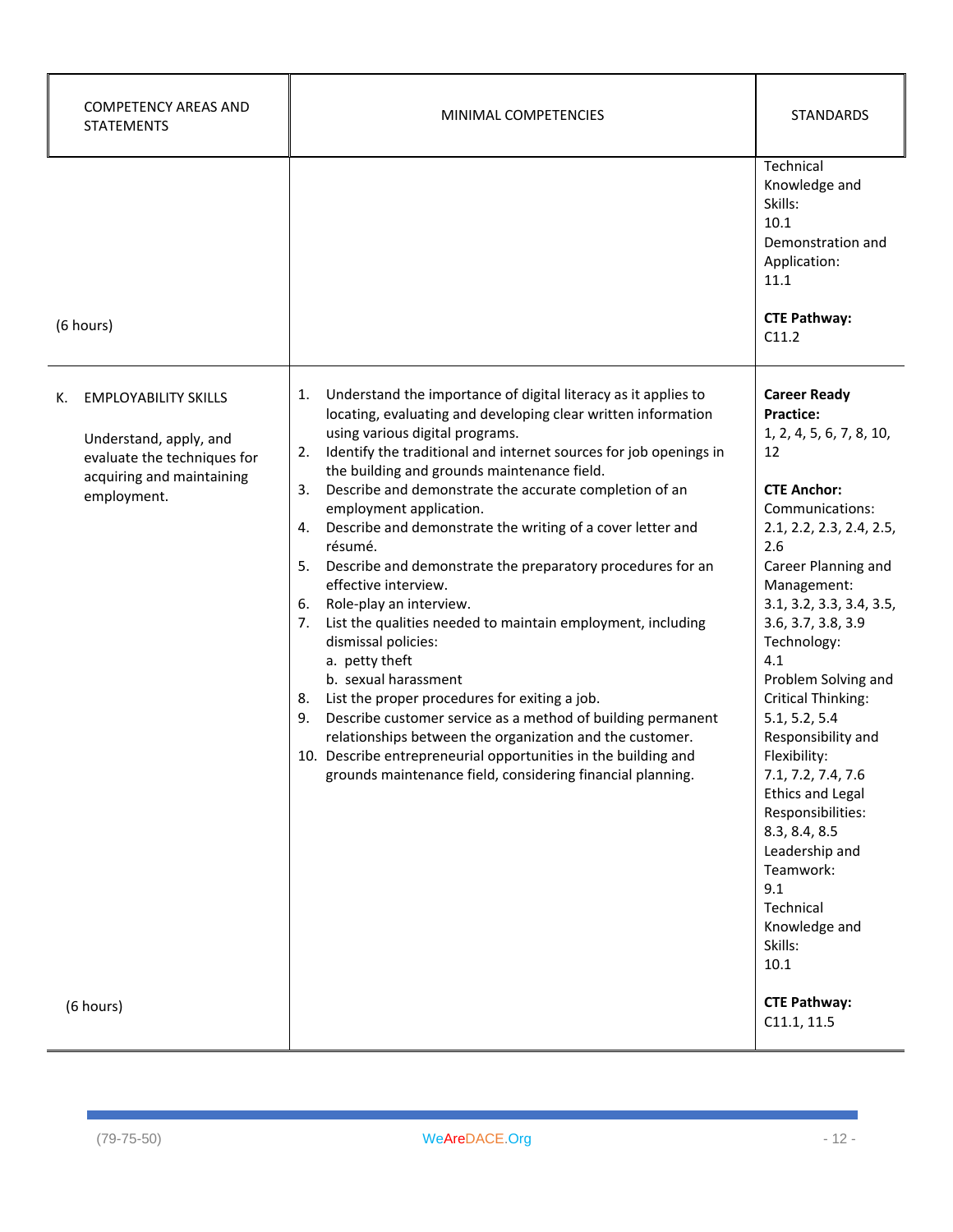| COMPETENCY AREAS AND STATEMENTS | MINIMAL COMPETENCIES | STANDARDS |
|---|---|---|
| (6 hours) | | Technical Knowledge and Skills: 10.1<br>Demonstration and Application: 11.1<br><br>**CTE Pathway:** C11.2 |
| K. EMPLOYABILITY SKILLS<br><br>Understand, apply, and evaluate the techniques for acquiring and maintaining employment.<br><br>(6 hours) | 1. Understand the importance of digital literacy as it applies to locating, evaluating and developing clear written information using various digital programs.<br>2. Identify the traditional and internet sources for job openings in the building and grounds maintenance field.<br>3. Describe and demonstrate the accurate completion of an employment application.<br>4. Describe and demonstrate the writing of a cover letter and résumé.<br>5. Describe and demonstrate the preparatory procedures for an effective interview.<br>6. Role-play an interview.<br>7. List the qualities needed to maintain employment, including dismissal policies:<br>a. petty theft<br>b. sexual harassment<br>8. List the proper procedures for exiting a job.<br>9. Describe customer service as a method of building permanent relationships between the organization and the customer.<br>10. Describe entrepreneurial opportunities in the building and grounds maintenance field, considering financial planning. | **Career Ready Practice:** 1, 2, 4, 5, 6, 7, 8, 10, 12<br><br>**CTE Anchor:**<br>Communications: 2.1, 2.2, 2.3, 2.4, 2.5, 2.6<br>Career Planning and Management: 3.1, 3.2, 3.3, 3.4, 3.5, 3.6, 3.7, 3.8, 3.9<br>Technology: 4.1<br>Problem Solving and Critical Thinking: 5.1, 5.2, 5.4<br>Responsibility and Flexibility: 7.1, 7.2, 7.4, 7.6<br>Ethics and Legal Responsibilities: 8.3, 8.4, 8.5<br>Leadership and Teamwork: 9.1<br>Technical Knowledge and Skills: 10.1<br><br>**CTE Pathway:** C11.1, 11.5 |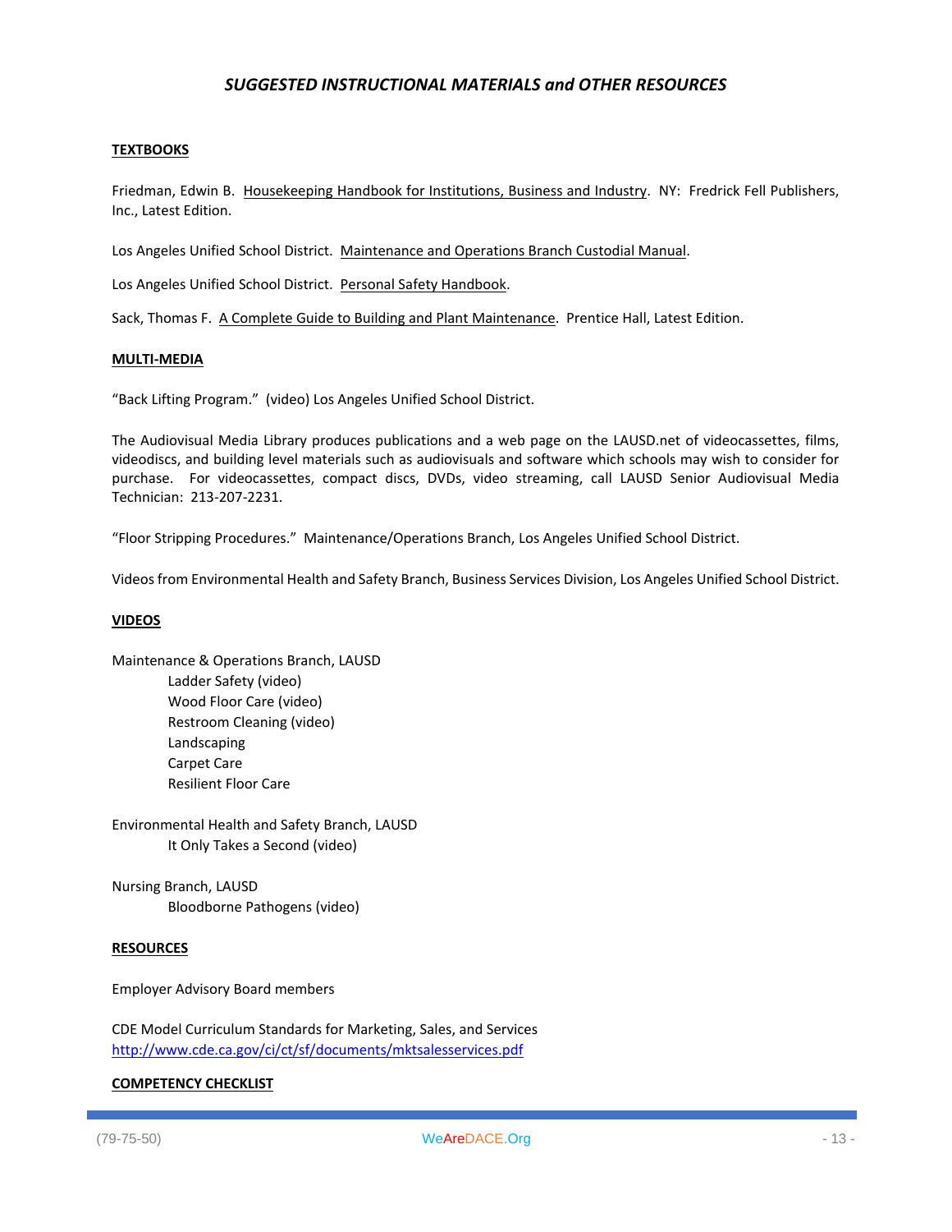## *SUGGESTED INSTRUCTIONAL MATERIALS and OTHER RESOURCES*

### TEXTBOOKS

Friedman, Edwin B. Housekeeping Handbook for Institutions, Business and Industry. NY: Fredrick Fell Publishers, Inc., Latest Edition.

Los Angeles Unified School District. Maintenance and Operations Branch Custodial Manual.

Los Angeles Unified School District. Personal Safety Handbook.

Sack, Thomas F. A Complete Guide to Building and Plant Maintenance. Prentice Hall, Latest Edition.

### MULTI-MEDIA

"Back Lifting Program." (video) Los Angeles Unified School District.

The Audiovisual Media Library produces publications and a web page on the LAUSD.net of videocassettes, films, videodiscs, and building level materials such as audiovisuals and software which schools may wish to consider for purchase. For videocassettes, compact discs, DVDs, video streaming, call LAUSD Senior Audiovisual Media Technician: 213-207-2231.

"Floor Stripping Procedures." Maintenance/Operations Branch, Los Angeles Unified School District.

Videos from Environmental Health and Safety Branch, Business Services Division, Los Angeles Unified School District.

### VIDEOS

Maintenance & Operations Branch, LAUSD
- Ladder Safety (video)
- Wood Floor Care (video)
- Restroom Cleaning (video)
- Landscaping
- Carpet Care
- Resilient Floor Care

Environmental Health and Safety Branch, LAUSD
- It Only Takes a Second (video)

Nursing Branch, LAUSD
- Bloodborne Pathogens (video)

### RESOURCES

Employer Advisory Board members

CDE Model Curriculum Standards for Marketing, Sales, and Services
http://www.cde.ca.gov/ci/ct/sf/documents/mktsalesservices.pdf

### COMPETENCY CHECKLIST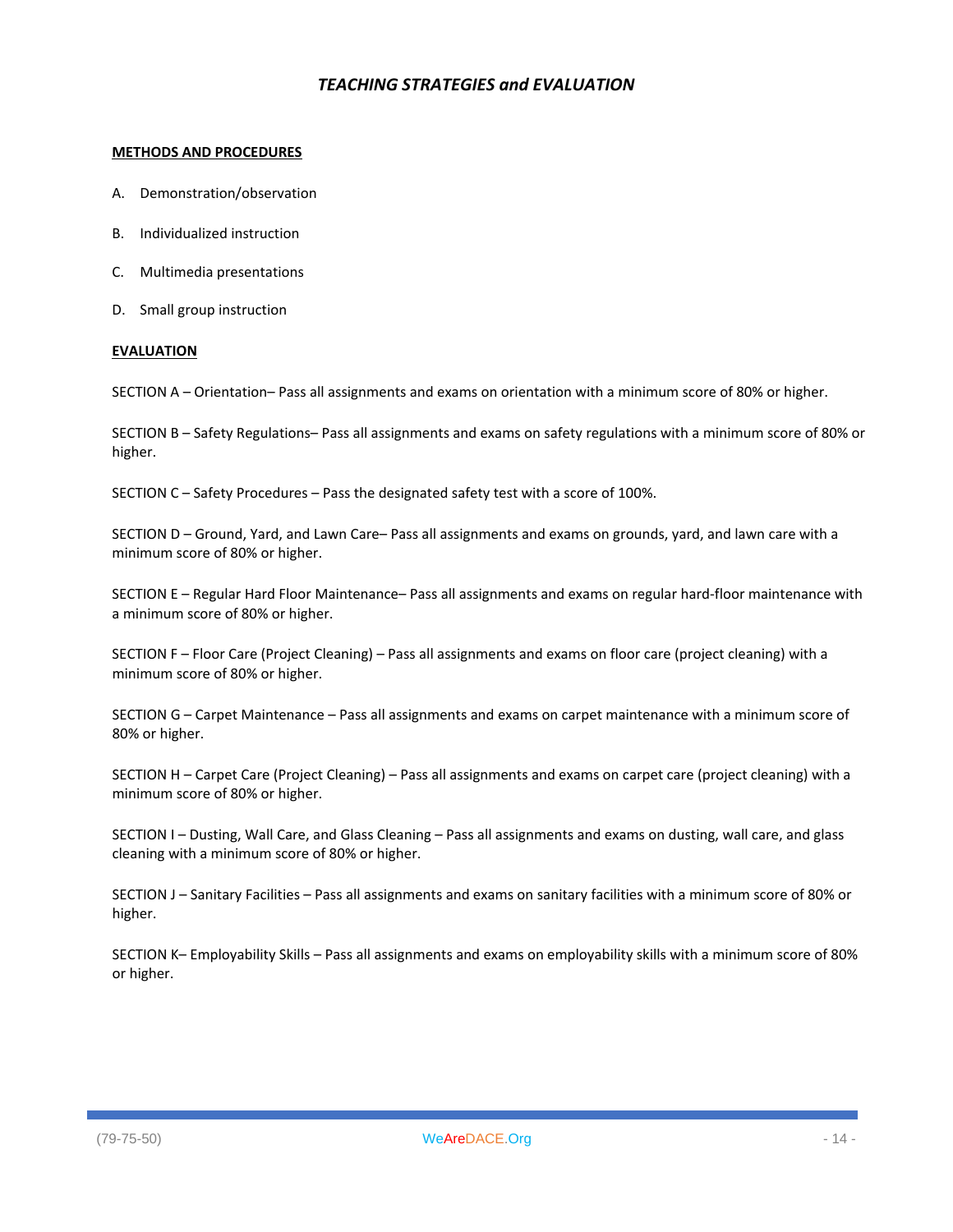## *TEACHING STRATEGIES and EVALUATION*

**METHODS AND PROCEDURES**

A. Demonstration/observation

B. Individualized instruction

C. Multimedia presentations

D. Small group instruction

**EVALUATION**

SECTION A – Orientation– Pass all assignments and exams on orientation with a minimum score of 80% or higher.

SECTION B – Safety Regulations– Pass all assignments and exams on safety regulations with a minimum score of 80% or higher.

SECTION C – Safety Procedures – Pass the designated safety test with a score of 100%.

SECTION D – Ground, Yard, and Lawn Care– Pass all assignments and exams on grounds, yard, and lawn care with a minimum score of 80% or higher.

SECTION E – Regular Hard Floor Maintenance– Pass all assignments and exams on regular hard-floor maintenance with a minimum score of 80% or higher.

SECTION F – Floor Care (Project Cleaning) – Pass all assignments and exams on floor care (project cleaning) with a minimum score of 80% or higher.

SECTION G – Carpet Maintenance – Pass all assignments and exams on carpet maintenance with a minimum score of 80% or higher.

SECTION H – Carpet Care (Project Cleaning) – Pass all assignments and exams on carpet care (project cleaning) with a minimum score of 80% or higher.

SECTION I – Dusting, Wall Care, and Glass Cleaning – Pass all assignments and exams on dusting, wall care, and glass cleaning with a minimum score of 80% or higher.

SECTION J – Sanitary Facilities – Pass all assignments and exams on sanitary facilities with a minimum score of 80% or higher.

SECTION K– Employability Skills – Pass all assignments and exams on employability skills with a minimum score of 80% or higher.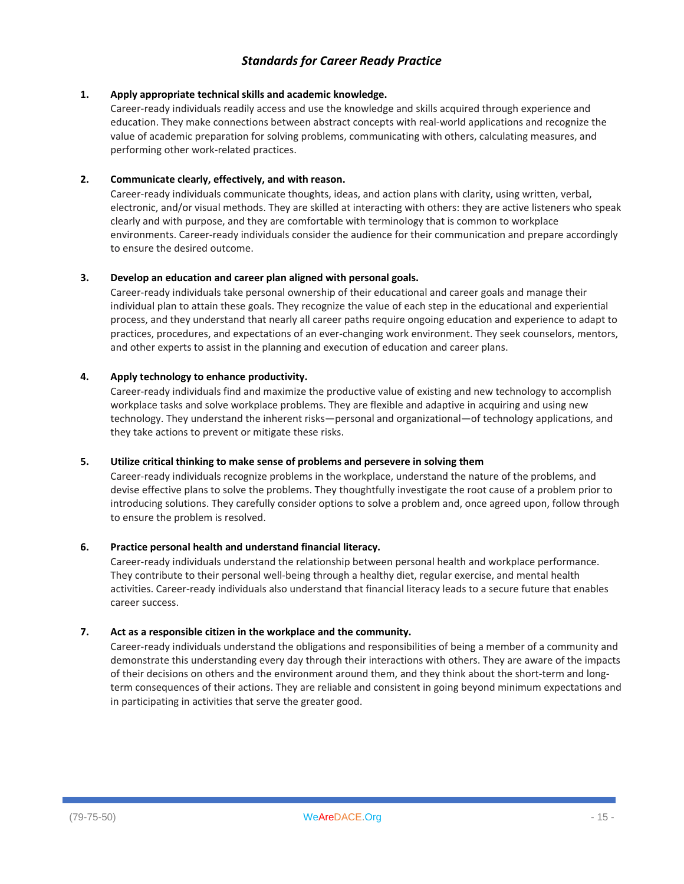## *Standards for Career Ready Practice*

1. **Apply appropriate technical skills and academic knowledge.**
   Career-ready individuals readily access and use the knowledge and skills acquired through experience and education. They make connections between abstract concepts with real-world applications and recognize the value of academic preparation for solving problems, communicating with others, calculating measures, and performing other work-related practices.

2. **Communicate clearly, effectively, and with reason.**
   Career-ready individuals communicate thoughts, ideas, and action plans with clarity, using written, verbal, electronic, and/or visual methods. They are skilled at interacting with others: they are active listeners who speak clearly and with purpose, and they are comfortable with terminology that is common to workplace environments. Career-ready individuals consider the audience for their communication and prepare accordingly to ensure the desired outcome.

3. **Develop an education and career plan aligned with personal goals.**
   Career-ready individuals take personal ownership of their educational and career goals and manage their individual plan to attain these goals. They recognize the value of each step in the educational and experiential process, and they understand that nearly all career paths require ongoing education and experience to adapt to practices, procedures, and expectations of an ever-changing work environment. They seek counselors, mentors, and other experts to assist in the planning and execution of education and career plans.

4. **Apply technology to enhance productivity.**
   Career-ready individuals find and maximize the productive value of existing and new technology to accomplish workplace tasks and solve workplace problems. They are flexible and adaptive in acquiring and using new technology. They understand the inherent risks—personal and organizational—of technology applications, and they take actions to prevent or mitigate these risks.

5. **Utilize critical thinking to make sense of problems and persevere in solving them**
   Career-ready individuals recognize problems in the workplace, understand the nature of the problems, and devise effective plans to solve the problems. They thoughtfully investigate the root cause of a problem prior to introducing solutions. They carefully consider options to solve a problem and, once agreed upon, follow through to ensure the problem is resolved.

6. **Practice personal health and understand financial literacy.**
   Career-ready individuals understand the relationship between personal health and workplace performance. They contribute to their personal well-being through a healthy diet, regular exercise, and mental health activities. Career-ready individuals also understand that financial literacy leads to a secure future that enables career success.

7. **Act as a responsible citizen in the workplace and the community.**
   Career-ready individuals understand the obligations and responsibilities of being a member of a community and demonstrate this understanding every day through their interactions with others. They are aware of the impacts of their decisions on others and the environment around them, and they think about the short-term and long-term consequences of their actions. They are reliable and consistent in going beyond minimum expectations and in participating in activities that serve the greater good.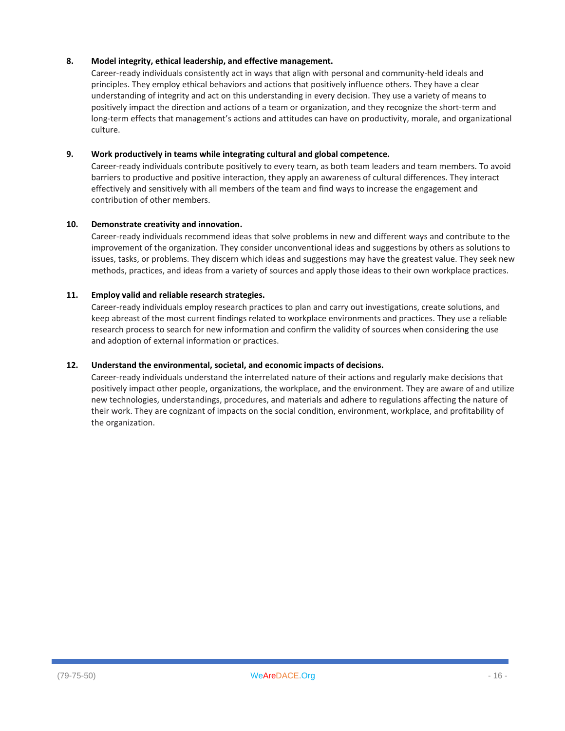8. **Model integrity, ethical leadership, and effective management.**
   Career-ready individuals consistently act in ways that align with personal and community-held ideals and principles. They employ ethical behaviors and actions that positively influence others. They have a clear understanding of integrity and act on this understanding in every decision. They use a variety of means to positively impact the direction and actions of a team or organization, and they recognize the short-term and long-term effects that management's actions and attitudes can have on productivity, morale, and organizational culture.

9. **Work productively in teams while integrating cultural and global competence.**
   Career-ready individuals contribute positively to every team, as both team leaders and team members. To avoid barriers to productive and positive interaction, they apply an awareness of cultural differences. They interact effectively and sensitively with all members of the team and find ways to increase the engagement and contribution of other members.

10. **Demonstrate creativity and innovation.**
    Career-ready individuals recommend ideas that solve problems in new and different ways and contribute to the improvement of the organization. They consider unconventional ideas and suggestions by others as solutions to issues, tasks, or problems. They discern which ideas and suggestions may have the greatest value. They seek new methods, practices, and ideas from a variety of sources and apply those ideas to their own workplace practices.

11. **Employ valid and reliable research strategies.**
    Career-ready individuals employ research practices to plan and carry out investigations, create solutions, and keep abreast of the most current findings related to workplace environments and practices. They use a reliable research process to search for new information and confirm the validity of sources when considering the use and adoption of external information or practices.

12. **Understand the environmental, societal, and economic impacts of decisions.**
    Career-ready individuals understand the interrelated nature of their actions and regularly make decisions that positively impact other people, organizations, the workplace, and the environment. They are aware of and utilize new technologies, understandings, procedures, and materials and adhere to regulations affecting the nature of their work. They are cognizant of impacts on the social condition, environment, workplace, and profitability of the organization.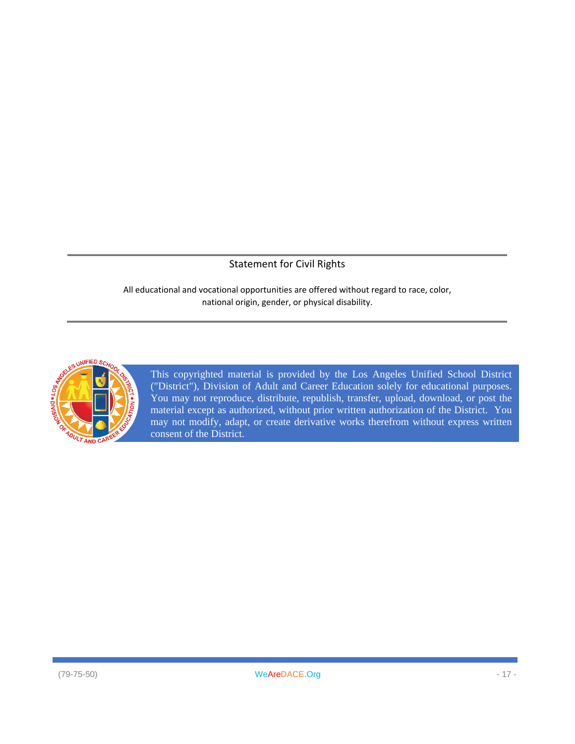## Statement for Civil Rights

All educational and vocational opportunities are offered without regard to race, color, national origin, gender, or physical disability.

This copyrighted material is provided by the Los Angeles Unified School District ("District"), Division of Adult and Career Education solely for educational purposes. You may not reproduce, distribute, republish, transfer, upload, download, or post the material except as authorized, without prior written authorization of the District. You may not modify, adapt, or create derivative works therefrom without express written consent of the District.